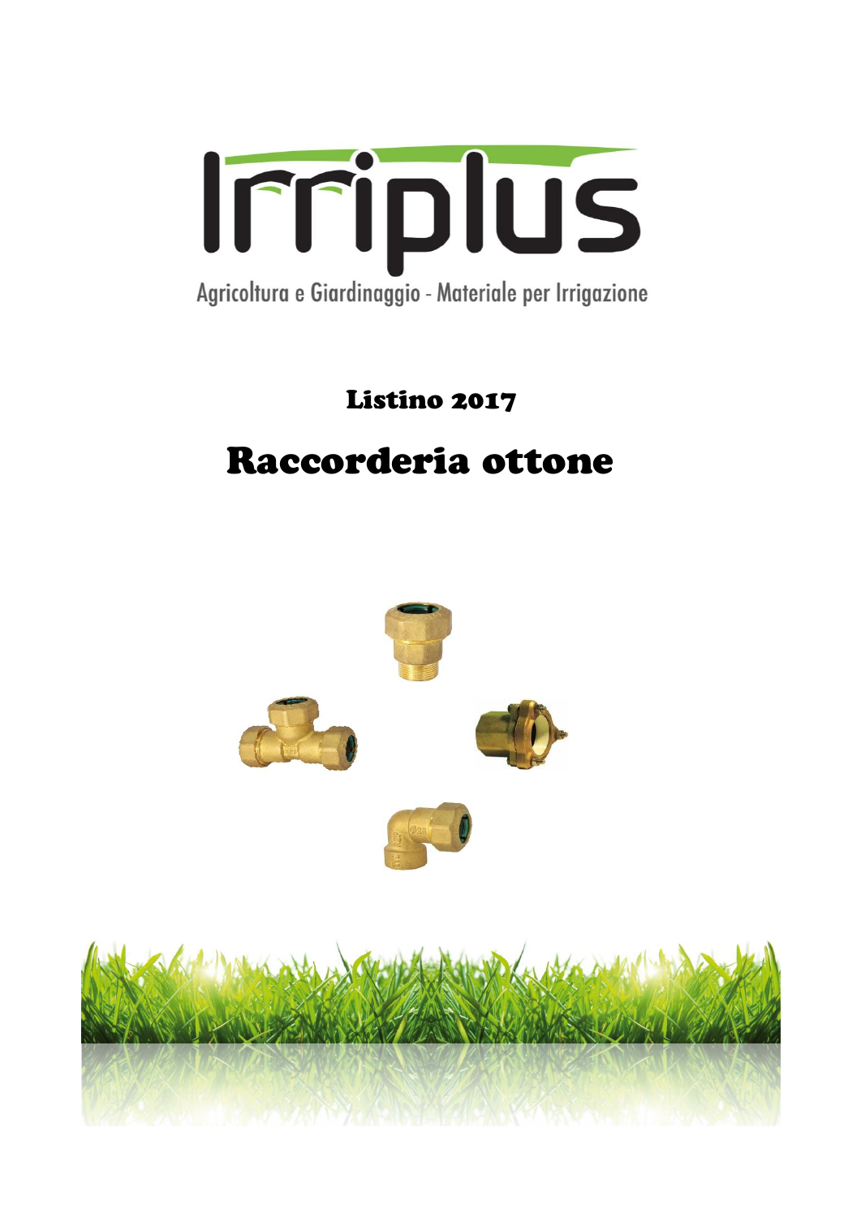# Irriplus

Agricoltura e Giardinaggio - Materiale per Irrigazione

## Listino 2017

# Raccorderia ottone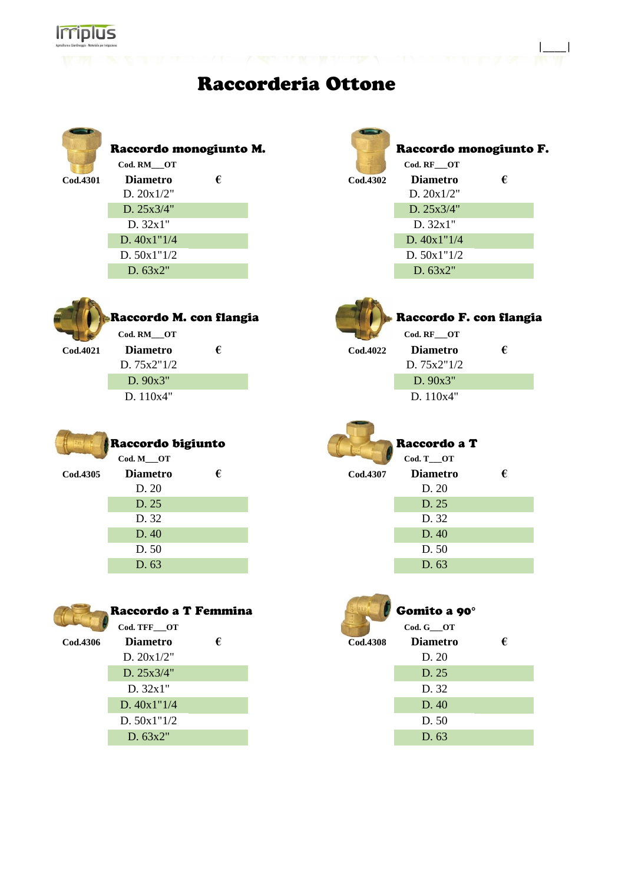# Raccorderia Ottone

## Raccordo monogiunto M.

Cod.4301

Cod. RM__OT

| Diametro | € |
|---|---|
| D. 20x1/2" | |
| D. 25x3/4" | |
| D. 32x1" | |
| D. 40x1"1/4 | |
| D. 50x1"1/2 | |
| D. 63x2" | |

## Raccordo monogiunto F.

Cod.4302

Cod. RF__OT

| Diametro | € |
|---|---|
| D. 20x1/2" | |
| D. 25x3/4" | |
| D. 32x1" | |
| D. 40x1"1/4 | |
| D. 50x1"1/2 | |
| D. 63x2" | |

## Raccordo M. con flangia

Cod.4021

Cod. RM__OT

| Diametro | € |
|---|---|
| D. 75x2"1/2 | |
| D. 90x3" | |
| D. 110x4" | |

## Raccordo F. con flangia

Cod.4022

Cod. RF__OT

| Diametro | € |
|---|---|
| D. 75x2"1/2 | |
| D. 90x3" | |
| D. 110x4" | |

## Raccordo bigiunto

Cod.4305

Cod. M__OT

| Diametro | € |
|---|---|
| D. 20 | |
| D. 25 | |
| D. 32 | |
| D. 40 | |
| D. 50 | |
| D. 63 | |

## Raccordo a T

Cod.4307

Cod. T__OT

| Diametro | € |
|---|---|
| D. 20 | |
| D. 25 | |
| D. 32 | |
| D. 40 | |
| D. 50 | |
| D. 63 | |

## Raccordo a T Femmina

Cod.4306

Cod. TFF__OT

| Diametro | € |
|---|---|
| D. 20x1/2" | |
| D. 25x3/4" | |
| D. 32x1" | |
| D. 40x1"1/4 | |
| D. 50x1"1/2 | |
| D. 63x2" | |

## Gomito a 90°

Cod.4308

Cod. G__OT

| Diametro | € |
|---|---|
| D. 20 | |
| D. 25 | |
| D. 32 | |
| D. 40 | |
| D. 50 | |
| D. 63 | |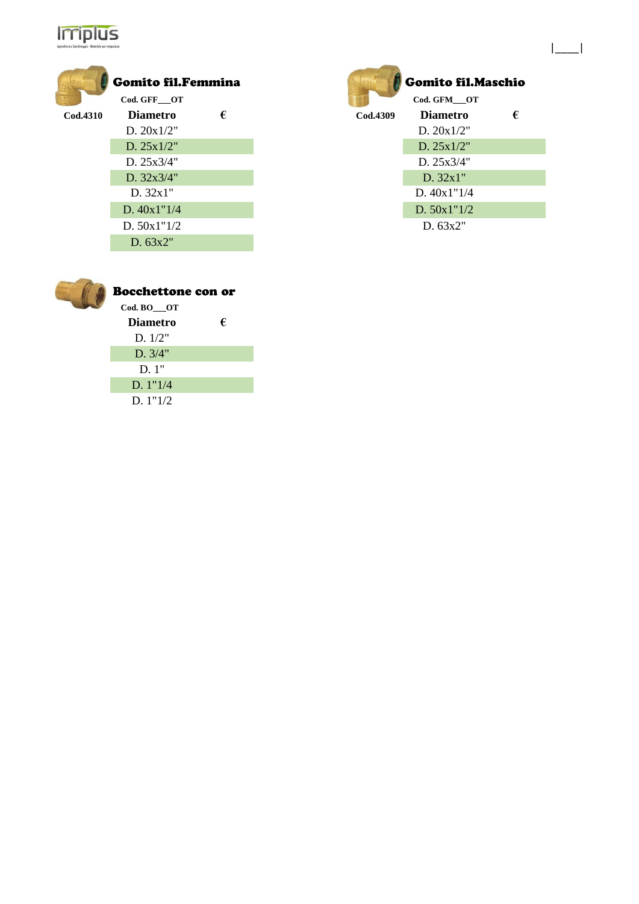## Gomito fil.Femmina

Cod. GFF___OT

Cod.4310

| Diametro | € |
| --- | --- |
| D. 20x1/2" | |
| D. 25x1/2" | |
| D. 25x3/4" | |
| D. 32x3/4" | |
| D. 32x1" | |
| D. 40x1"1/4 | |
| D. 50x1"1/2 | |
| D. 63x2" | |

## Gomito fil.Maschio

Cod. GFM___OT

Cod.4309

| Diametro | € |
| --- | --- |
| D. 20x1/2" | |
| D. 25x1/2" | |
| D. 25x3/4" | |
| D. 32x1" | |
| D. 40x1"1/4 | |
| D. 50x1"1/2 | |
| D. 63x2" | |

## Bocchettone con or

Cod. BO___OT

| Diametro | € |
| --- | --- |
| D. 1/2" | |
| D. 3/4" | |
| D. 1" | |
| D. 1"1/4 | |
| D. 1"1/2 | |